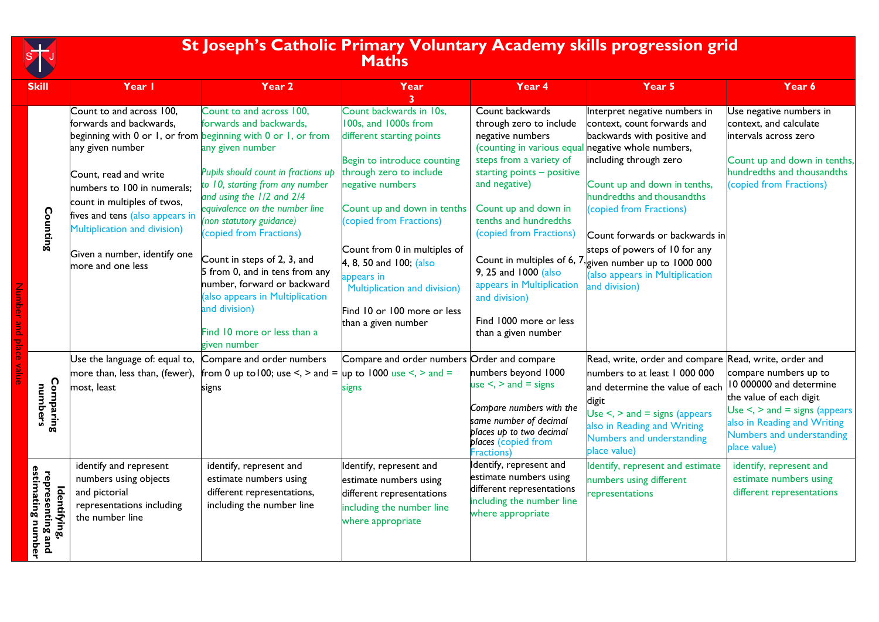# St Joseph's Catholic Primary Voluntary Academy skills progression grid
# Maths

| | Skill | Year 1 | Year 2 | Year 3 | Year 4 | Year 5 | Year 6 |
|---|---|---|---|---|---|---|---|
| Number and place value | Counting | Count to and across 100, forwards and backwards, beginning with 0 or 1, or from any given number<br><br>Count, read and write numbers to 100 in numerals; count in multiples of twos, fives and tens (also appears in Multiplication and division)<br><br>Given a number, identify one more and one less | Count to and across 100, forwards and backwards, beginning with 0 or 1, or from any given number<br><br>*Pupils should count in fractions up to 10, starting from any number and using the 1/2 and 2/4 equivalence on the number line (non statutory guidance)*<br>(copied from Fractions)<br><br>Count in steps of 2, 3, and 5 from 0, and in tens from any number, forward or backward (also appears in Multiplication and division)<br><br>Find 10 more or less than a given number | Count backwards in 10s, 100s, and 1000s from different starting points<br><br>Begin to introduce counting through zero to include negative numbers<br><br>Count up and down in tenths (copied from Fractions)<br><br>Count from 0 in multiples of 4, 8, 50 and 100; (also appears in Multiplication and division)<br><br>Find 10 or 100 more or less than a given number | Count backwards through zero to include negative numbers (counting in various equal steps from a variety of starting points – positive and negative)<br><br>Count up and down in tenths and hundredths (copied from Fractions)<br><br>Count in multiples of 6, 7, 9, 25 and 1000 (also appears in Multiplication and division)<br><br>Find 1000 more or less than a given number | Interpret negative numbers in context, count forwards and backwards with positive and negative whole numbers, including through zero<br><br>Count up and down in tenths, hundredths and thousandths (copied from Fractions)<br><br>Count forwards or backwards in steps of powers of 10 for any given number up to 1000 000 (also appears in Multiplication and division) | Use negative numbers in context, and calculate intervals across zero<br><br>Count up and down in tenths, hundredths and thousandths (copied from Fractions) |
| | Comparing numbers | Use the language of: equal to, more than, less than, (fewer), most, least | Compare and order numbers from 0 up to100; use <, > and = signs | Compare and order numbers up to 1000 use <, > and = signs | Order and compare numbers beyond 1000 use <, > and = signs<br><br>*Compare numbers with the same number of decimal places up to two decimal places* (copied from Fractions) | Read, write, order and compare numbers to at least 1 000 000 and determine the value of each digit<br>Use <, > and = signs (appears also in Reading and Writing Numbers and understanding place value) | Read, write, order and compare numbers up to 10 000000 and determine the value of each digit<br>Use <, > and = signs (appears also in Reading and Writing Numbers and understanding place value) |
| | Identifying, representing and estimating number | identify and represent numbers using objects and pictorial representations including the number line | identify, represent and estimate numbers using different representations, including the number line | Identify, represent and estimate numbers using different representations including the number line where appropriate | Identify, represent and estimate numbers using different representations including the number line where appropriate | Identify, represent and estimate numbers using different representations | identify, represent and estimate numbers using different representations |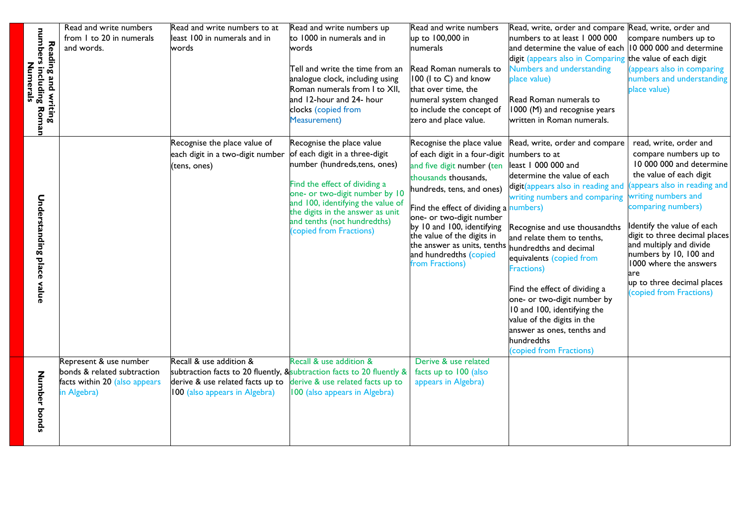| | | | | | | |
|---|---|---|---|---|---|---|
| **Reading and writing numbers including Roman Numerals** | Read and write numbers from 1 to 20 in numerals and words. | Read and write numbers to at least 100 in numerals and in words | Read and write numbers up to 1000 in numerals and in words<br><br>Tell and write the time from an analogue clock, including using Roman numerals from I to XII, and 12-hour and 24- hour clocks (copied from Measurement) | Read and write numbers up to 100,000 in numerals<br><br>Read Roman numerals to 100 (I to C) and know that over time, the numeral system changed to include the concept of zero and place value. | Read, write, order and compare numbers to at least 1 000 000 and determine the value of each digit (appears also in Comparing Numbers and understanding place value)<br><br>Read Roman numerals to 1000 (M) and recognise years written in Roman numerals. | Read, write, order and compare numbers up to 10 000 000 and determine the value of each digit (appears also in comparing numbers and understanding place value) |
| **Understanding place value** | | Recognise the place value of each digit in a two-digit number (tens, ones) | Recognise the place value of each digit in a three-digit number (hundreds,tens, ones)<br><br>Find the effect of dividing a one- or two-digit number by 10 and 100, identifying the value of the digits in the answer as unit and tenths (not hundredths) (copied from Fractions) | Recognise the place value of each digit in a four-digit and five digit number (ten thousands thousands, hundreds, tens, and ones)<br><br>Find the effect of dividing a one- or two-digit number by 10 and 100, identifying the value of the digits in the answer as units, tenths and hundredths (copied from Fractions) | Read, write, order and compare numbers to at least 1 000 000 and determine the value of each digit(appears also in reading and writing numbers and comparing numbers)<br><br>Recognise and use thousandths and relate them to tenths, hundredths and decimal equivalents (copied from Fractions)<br><br>Find the effect of dividing a one- or two-digit number by 10 and 100, identifying the value of the digits in the answer as ones, tenths and hundredths (copied from Fractions) | read, write, order and compare numbers up to 10 000 000 and determine the value of each digit (appears also in reading and writing numbers and comparing numbers)<br><br>Identify the value of each digit to three decimal places and multiply and divide numbers by 10, 100 and 1000 where the answers are up to three decimal places (copied from Fractions) |
| **Number bonds** | Represent & use number bonds & related subtraction facts within 20 (also appears in Algebra) | Recall & use addition & subtraction facts to 20 fluently, & derive & use related facts up to 100 (also appears in Algebra) | Recall & use addition & subtraction facts to 20 fluently & derive & use related facts up to 100 (also appears in Algebra) | Derive & use related facts up to 100 (also appears in Algebra) | | |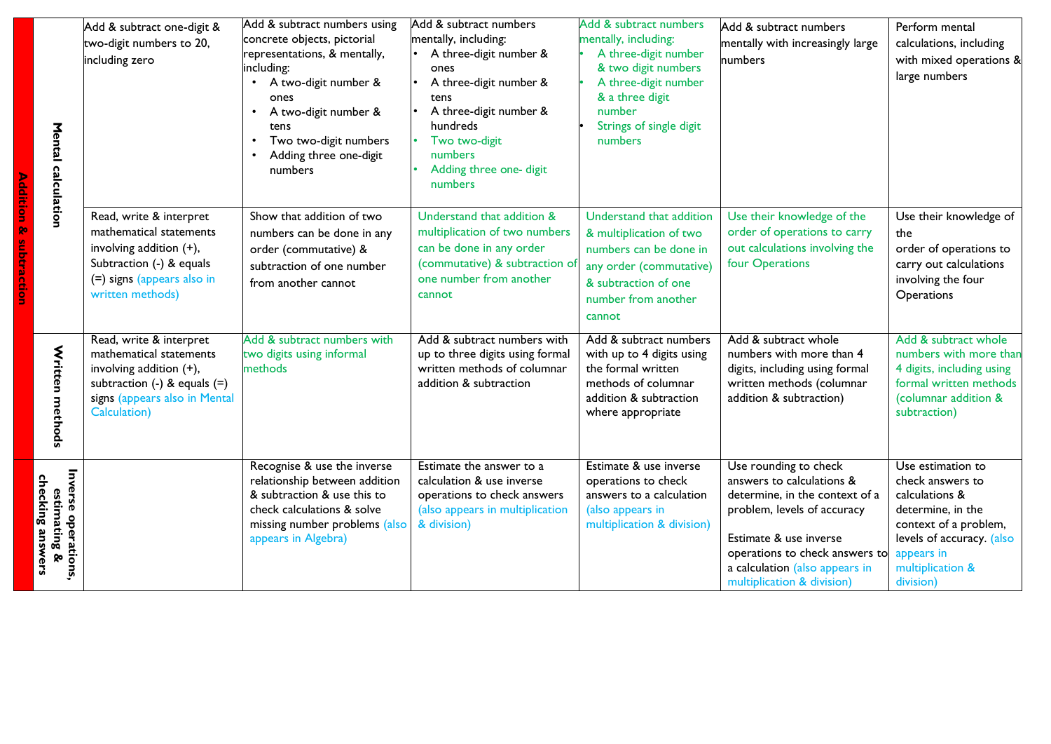| | | | | | | | |
|---|---|---|---|---|---|---|---|
| Addition & subtraction | Mental calculation | Add & subtract one-digit & two-digit numbers to 20, including zero | Add & subtract numbers using concrete objects, pictorial representations, & mentally, including:<br>• A two-digit number & ones<br>• A two-digit number & tens<br>• Two two-digit numbers<br>• Adding three one-digit numbers | Add & subtract numbers mentally, including:<br>• A three-digit number & ones<br>• A three-digit number & tens<br>• A three-digit number & hundreds<br>• Two two-digit numbers<br>• Adding three one- digit numbers | Add & subtract numbers mentally, including:<br>• A three-digit number & two digit numbers<br>• A three-digit number & a three digit number<br>• Strings of single digit numbers | Add & subtract numbers mentally with increasingly large numbers | Perform mental calculations, including with mixed operations & large numbers |
| | | Read, write & interpret mathematical statements involving addition (+), Subtraction (-) & equals (=) signs (appears also in written methods) | Show that addition of two numbers can be done in any order (commutative) & subtraction of one number from another cannot | Understand that addition & multiplication of two numbers can be done in any order (commutative) & subtraction of one number from another cannot | Understand that addition & multiplication of two numbers can be done in any order (commutative) & subtraction of one number from another cannot | Use their knowledge of the order of operations to carry out calculations involving the four Operations | Use their knowledge of the order of operations to carry out calculations involving the four Operations |
| | Written methods | Read, write & interpret mathematical statements involving addition (+), subtraction (-) & equals (=) signs (appears also in Mental Calculation) | Add & subtract numbers with two digits using informal methods | Add & subtract numbers with up to three digits using formal written methods of columnar addition & subtraction | Add & subtract numbers with up to 4 digits using the formal written methods of columnar addition & subtraction where appropriate | Add & subtract whole numbers with more than 4 digits, including using formal written methods (columnar addition & subtraction) | Add & subtract whole numbers with more than 4 digits, including using formal written methods (columnar addition & subtraction) |
| | Inverse operations, estimating & checking answers | | Recognise & use the inverse relationship between addition & subtraction & use this to check calculations & solve missing number problems (also appears in Algebra) | Estimate the answer to a calculation & use inverse operations to check answers (also appears in multiplication & division) | Estimate & use inverse operations to check answers to a calculation (also appears in multiplication & division) | Use rounding to check answers to calculations & determine, in the context of a problem, levels of accuracy<br><br>Estimate & use inverse operations to check answers to a calculation (also appears in multiplication & division) | Use estimation to check answers to calculations & determine, in the context of a problem, levels of accuracy. (also appears in multiplication & division) |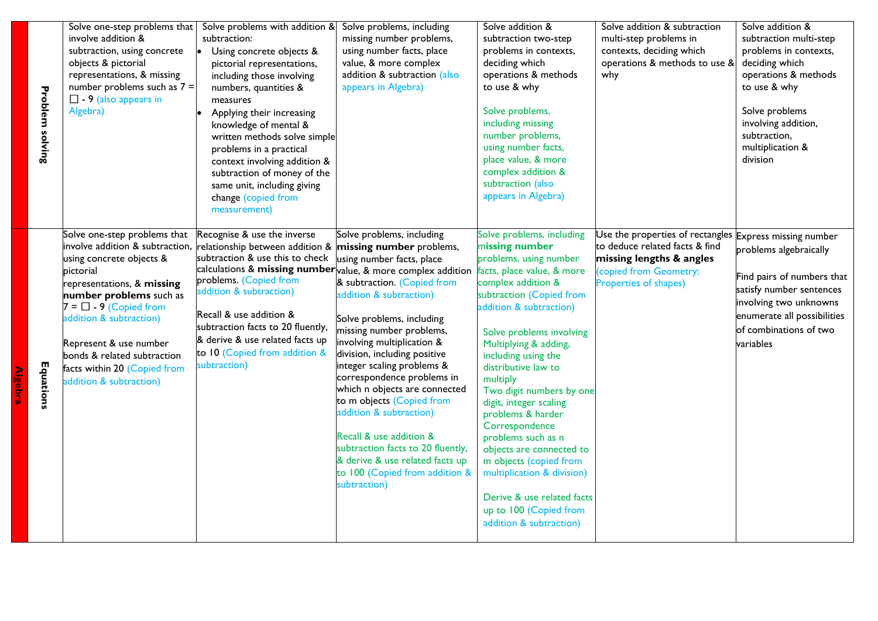| | | | | | | | |
|---|---|---|---|---|---|---|---|
| | **Problem solving** | Solve one-step problems that involve addition & subtraction, using concrete objects & pictorial representations, & missing number problems such as 7 = ☐ - 9 (also appears in Algebra) | Solve problems with addition & subtraction:<br>• Using concrete objects & pictorial representations, including those involving numbers, quantities & measures<br>• Applying their increasing knowledge of mental & written methods solve simple problems in a practical context involving addition & subtraction of money of the same unit, including giving change (copied from measurement) | Solve problems, including missing number problems, using number facts, place value, & more complex addition & subtraction (also appears in Algebra) | Solve addition & subtraction two-step problems in contexts, deciding which operations & methods to use & why<br><br>Solve problems, including missing number problems, using number facts, place value, & more complex addition & subtraction (also appears in Algebra) | Solve addition & subtraction multi-step problems in contexts, deciding which operations & methods to use & why | Solve addition & subtraction multi-step problems in contexts, deciding which operations & methods to use & why<br><br>Solve problems involving addition, subtraction, multiplication & division |
| **Algebra** | **Equations** | Solve one-step problems that involve addition & subtraction, using concrete objects & pictorial representations, & **missing number problems** such as 7 = ☐ - 9 (Copied from addition & subtraction)<br><br>Represent & use number bonds & related subtraction facts within 20 (Copied from addition & subtraction) | Recognise & use the inverse relationship between addition & subtraction & use this to check calculations & **missing number** problems. (Copied from addition & subtraction)<br><br>Recall & use addition & subtraction facts to 20 fluently, & derive & use related facts up to 10 (Copied from addition & subtraction) | Solve problems, including **missing number** problems, using number facts, place value, & more complex addition & subtraction. (Copied from addition & subtraction)<br><br>Solve problems, including missing number problems, involving multiplication & division, including positive integer scaling problems & correspondence problems in which n objects are connected to m objects (Copied from addition & subtraction)<br><br>Recall & use addition & subtraction facts to 20 fluently, & derive & use related facts up to 100 (Copied from addition & subtraction) | Solve problems, including **missing number** problems, using number facts, place value, & more complex addition & subtraction (Copied from addition & subtraction)<br><br>Solve problems involving Multiplying & adding, including using the distributive law to multiply Two digit numbers by one digit, integer scaling problems & harder Correspondence problems such as n objects are connected to m objects (copied from multiplication & division)<br><br>Derive & use related facts up to 100 (Copied from addition & subtraction) | Use the properties of rectangles to deduce related facts & find **missing lengths & angles** (copied from Geometry: Properties of shapes) | Express missing number problems algebraically<br><br>Find pairs of numbers that satisfy number sentences involving two unknowns enumerate all possibilities of combinations of two variables |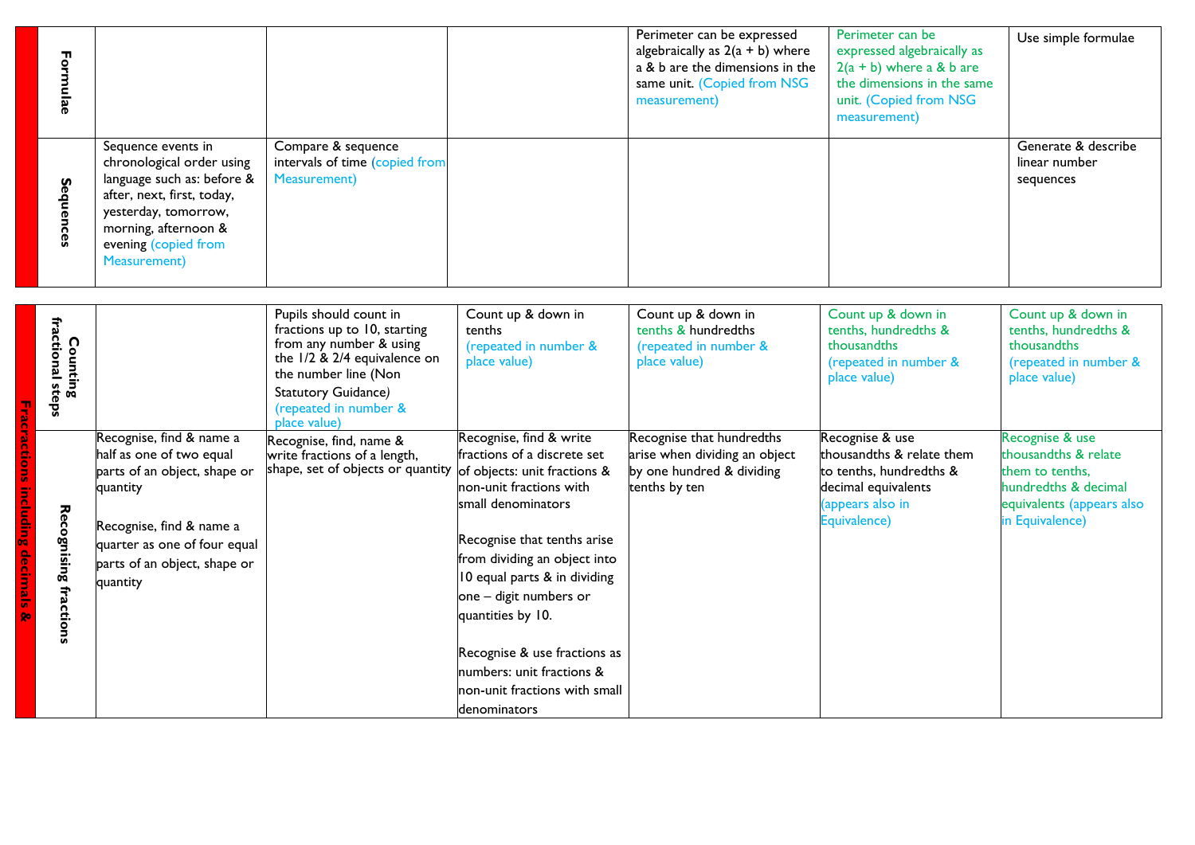| | | | | | | | |
|---|---|---|---|---|---|---|---|
| | **Formulae** | | | | Perimeter can be expressed algebraically as 2(a + b) where a & b are the dimensions in the same unit. (Copied from NSG measurement) | Perimeter can be expressed algebraically as 2(a + b) where a & b are the dimensions in the same unit. (Copied from NSG measurement) | Use simple formulae |
| | **Sequences** | Sequence events in chronological order using language such as: before & after, next, first, today, yesterday, tomorrow, morning, afternoon & evening (copied from Measurement) | Compare & sequence intervals of time (copied from Measurement) | | | | Generate & describe linear number sequences |

| | | | | | | | |
|---|---|---|---|---|---|---|---|
| **Fracractions including decimals &** | **Counting fractional steps** | | Pupils should count in fractions up to 10, starting from any number & using the 1/2 & 2/4 equivalence on the number line (Non Statutory Guidance) (repeated in number & place value) | Count up & down in tenths (repeated in number & place value) | Count up & down in tenths & hundredths (repeated in number & place value) | Count up & down in tenths, hundredths & thousandths (repeated in number & place value) | Count up & down in tenths, hundredths & thousandths (repeated in number & place value) |
| | **Recognising fractions** | Recognise, find & name a half as one of two equal parts of an object, shape or quantity<br><br>Recognise, find & name a quarter as one of four equal parts of an object, shape or quantity | Recognise, find, name & write fractions of a length, shape, set of objects or quantity | Recognise, find & write fractions of a discrete set of objects: unit fractions & non-unit fractions with small denominators<br><br>Recognise that tenths arise from dividing an object into 10 equal parts & in dividing one – digit numbers or quantities by 10.<br><br>Recognise & use fractions as numbers: unit fractions & non-unit fractions with small denominators | Recognise that hundredths arise when dividing an object by one hundred & dividing tenths by ten | Recognise & use thousandths & relate them to tenths, hundredths & decimal equivalents (appears also in Equivalence) | Recognise & use thousandths & relate them to tenths, hundredths & decimal equivalents (appears also in Equivalence) |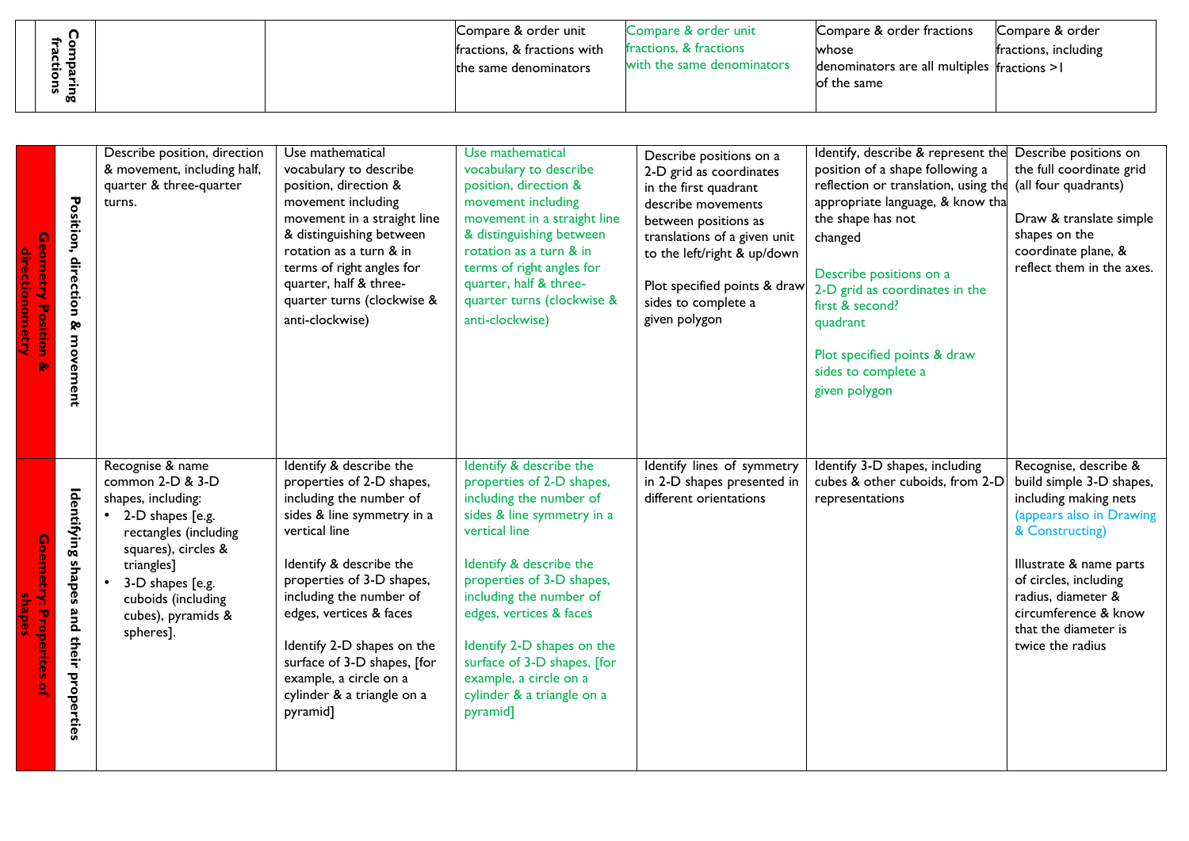| | Comparing fractions | | | Compare & order unit fractions, & fractions with the same denominators | Compare & order unit fractions, & fractions with the same denominators | Compare & order fractions whose denominators are all multiples of the same | Compare & order fractions, including fractions >1 |
|---|---|---|---|---|---|---|---|

| Geometry Position & directionometry | Position, direction & movement | Describe position, direction & movement, including half, quarter & three-quarter turns. | Use mathematical vocabulary to describe position, direction & movement including movement in a straight line & distinguishing between rotation as a turn & in terms of right angles for quarter, half & three-quarter turns (clockwise & anti-clockwise) | Use mathematical vocabulary to describe position, direction & movement including movement in a straight line & distinguishing between rotation as a turn & in terms of right angles for quarter, half & three-quarter turns (clockwise & anti-clockwise) | Describe positions on a 2-D grid as coordinates in the first quadrant describe movements between positions as translations of a given unit to the left/right & up/down<br><br>Plot specified points & draw sides to complete a given polygon | Identify, describe & represent the position of a shape following a reflection or translation, using the appropriate language, & know that the shape has not changed<br><br>Describe positions on a 2-D grid as coordinates in the first & second? quadrant<br><br>Plot specified points & draw sides to complete a given polygon | Describe positions on the full coordinate grid (all four quadrants)<br><br>Draw & translate simple shapes on the coordinate plane, & reflect them in the axes. |
|---|---|---|---|---|---|---|---|
| Geometry: Properites of shapes | Identifying shapes and their properties | Recognise & name common 2-D & 3-D shapes, including:<br>• 2-D shapes [e.g. rectangles (including squares), circles & triangles]<br>• 3-D shapes [e.g. cuboids (including cubes), pyramids & spheres]. | Identify & describe the properties of 2-D shapes, including the number of sides & line symmetry in a vertical line<br><br>Identify & describe the properties of 3-D shapes, including the number of edges, vertices & faces<br><br>Identify 2-D shapes on the surface of 3-D shapes, [for example, a circle on a cylinder & a triangle on a pyramid] | Identify & describe the properties of 2-D shapes, including the number of sides & line symmetry in a vertical line<br><br>Identify & describe the properties of 3-D shapes, including the number of edges, vertices & faces<br><br>Identify 2-D shapes on the surface of 3-D shapes, [for example, a circle on a cylinder & a triangle on a pyramid] | Identify lines of symmetry in 2-D shapes presented in different orientations | Identify 3-D shapes, including cubes & other cuboids, from 2-D representations | Recognise, describe & build simple 3-D shapes, including making nets (appears also in Drawing & Constructing)<br><br>Illustrate & name parts of circles, including radius, diameter & circumference & know that the diameter is twice the radius |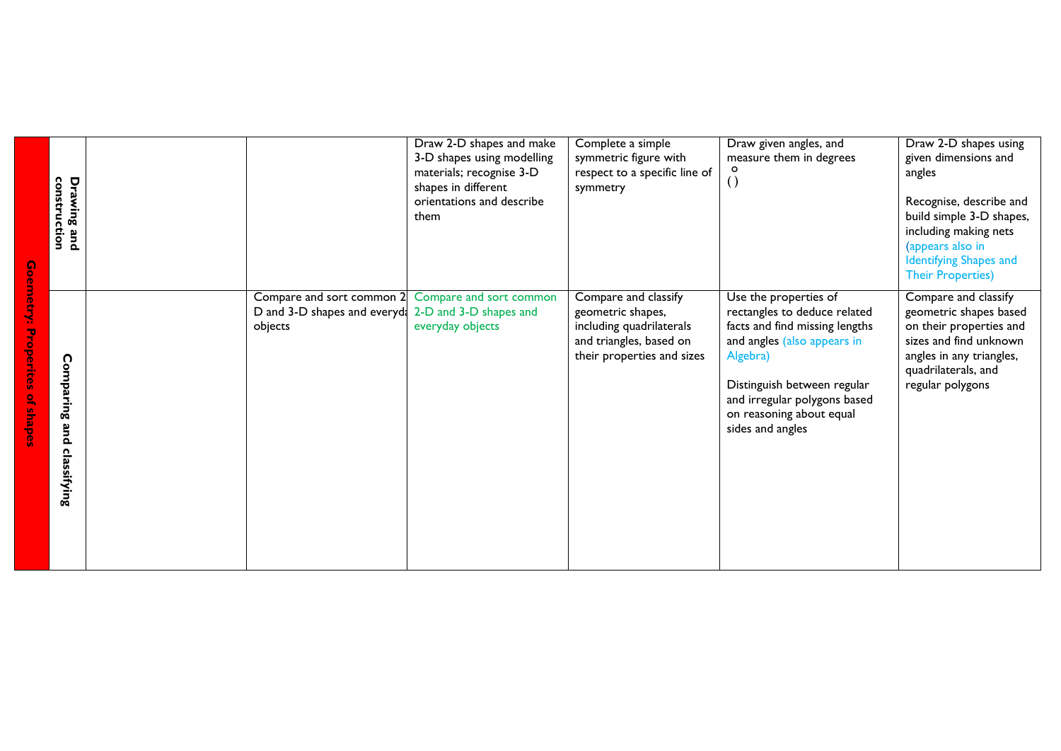| | | | | | | | |
|---|---|---|---|---|---|---|---|
| Goemetry: Properites of shapes | Drawing and construction | | | Draw 2-D shapes and make 3-D shapes using modelling materials; recognise 3-D shapes in different orientations and describe them | Complete a simple symmetric figure with respect to a specific line of symmetry | Draw given angles, and measure them in degrees (°) | Draw 2-D shapes using given dimensions and angles<br><br>Recognise, describe and build simple 3-D shapes, including making nets (appears also in Identifying Shapes and Their Properties) |
| | Comparing and classifying | | Compare and sort common 2-D and 3-D shapes and everyday objects | Compare and sort common 2-D and 3-D shapes and everyday objects | Compare and classify geometric shapes, including quadrilaterals and triangles, based on their properties and sizes | Use the properties of rectangles to deduce related facts and find missing lengths and angles (also appears in Algebra)<br><br>Distinguish between regular and irregular polygons based on reasoning about equal sides and angles | Compare and classify geometric shapes based on their properties and sizes and find unknown angles in any triangles, quadrilaterals, and regular polygons |